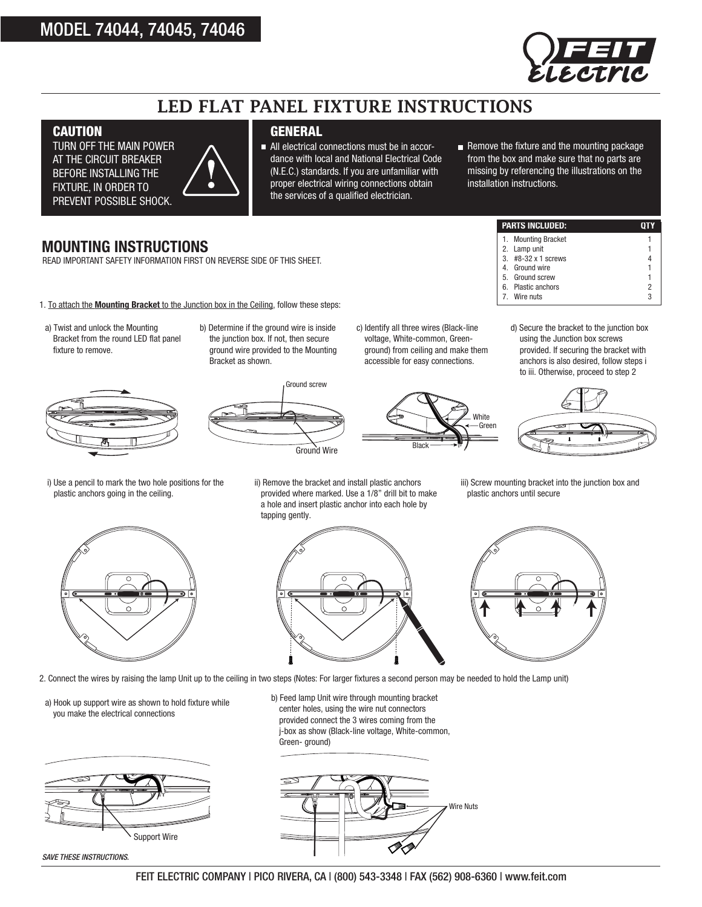MODEL 74044, 74045, 74046

FEIT ELECTRIC

# LED FLAT PANEL FIXTURE INSTRUCTIONS

## CAUTION

TURN OFF THE MAIN POWER AT THE CIRCUIT BREAKER BEFORE INSTALLING THE FIXTURE, IN ORDER TO PREVENT POSSIBLE SHOCK.

## GENERAL

- All electrical connections must be in accordance with local and National Electrical Code (N.E.C.) standards. If you are unfamiliar with proper electrical wiring connections obtain the services of a qualified electrician.
- Remove the fixture and the mounting package from the box and make sure that no parts are missing by referencing the illustrations on the installation instructions.

| PARTS INCLUDED: | QTY |
|---|---|
| 1. Mounting Bracket | 1 |
| 2. Lamp unit | 1 |
| 3. #8-32 x 1 screws | 4 |
| 4. Ground wire | 1 |
| 5. Ground screw | 1 |
| 6. Plastic anchors | 2 |
| 7. Wire nuts | 3 |

## MOUNTING INSTRUCTIONS

READ IMPORTANT SAFETY INFORMATION FIRST ON REVERSE SIDE OF THIS SHEET.

1. To attach the **Mounting Bracket** to the Junction box in the Ceiling, follow these steps:

a) Twist and unlock the Mounting Bracket from the round LED flat panel fixture to remove.

b) Determine if the ground wire is inside the junction box. If not, then secure ground wire provided to the Mounting Bracket as shown.

Ground screw

Ground Wire

c) Identify all three wires (Black-line voltage, White-common, Green-ground) from ceiling and make them accessible for easy connections.

White

Green

Black

d) Secure the bracket to the junction box using the Junction box screws provided. If securing the bracket with anchors is also desired, follow steps i to iii. Otherwise, proceed to step 2

i) Use a pencil to mark the two hole positions for the plastic anchors going in the ceiling.

ii) Remove the bracket and install plastic anchors provided where marked. Use a 1/8" drill bit to make a hole and insert plastic anchor into each hole by tapping gently.

iii) Screw mounting bracket into the junction box and plastic anchors until secure

2. Connect the wires by raising the lamp Unit up to the ceiling in two steps (Notes: For larger fixtures a second person may be needed to hold the Lamp unit)

a) Hook up support wire as shown to hold fixture while you make the electrical connections

Support Wire

b) Feed lamp Unit wire through mounting bracket center holes, using the wire nut connectors provided connect the 3 wires coming from the j-box as show (Black-line voltage, White-common, Green- ground)

Wire Nuts

*SAVE THESE INSTRUCTIONS.*

FEIT ELECTRIC COMPANY | PICO RIVERA, CA | (800) 543-3348 | FAX (562) 908-6360 | www.feit.com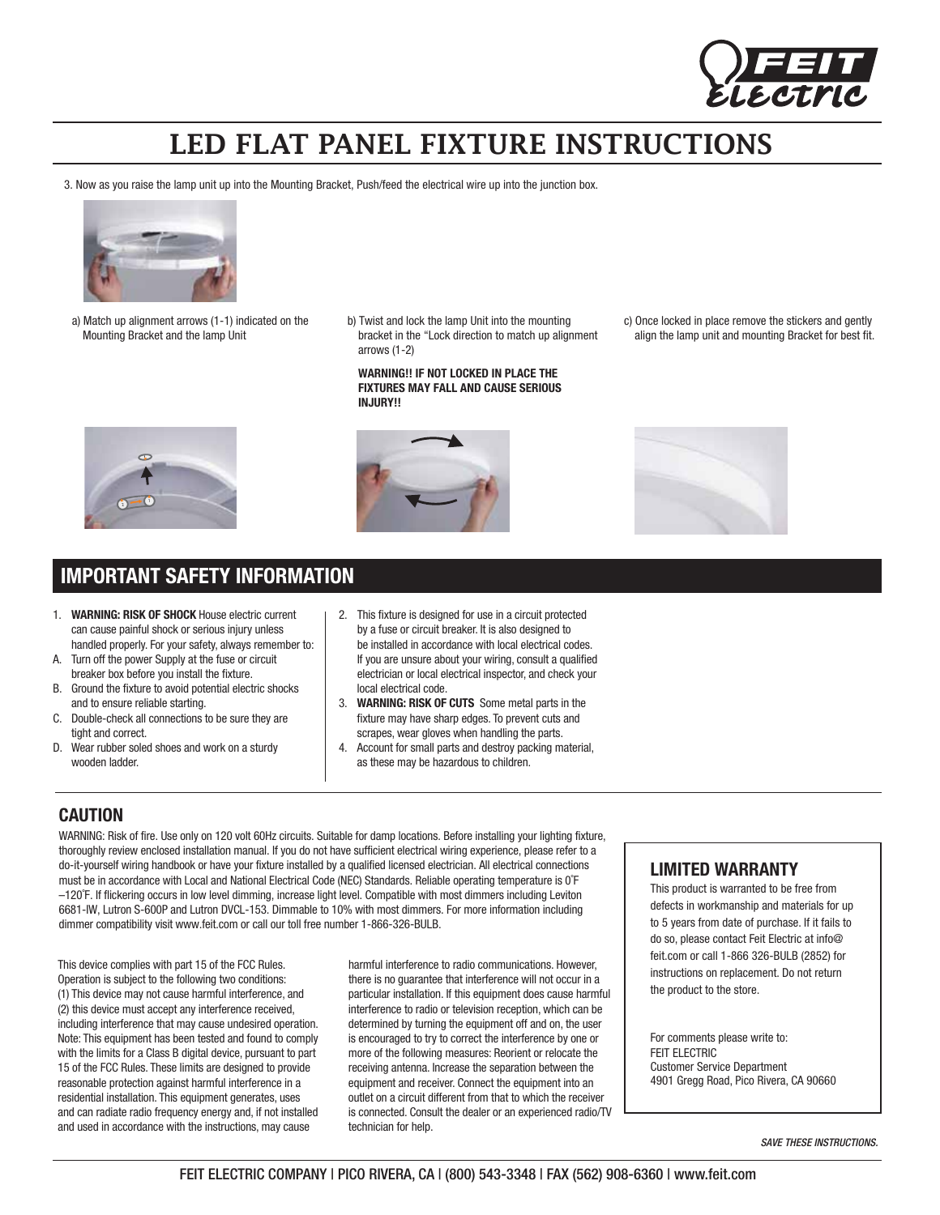# LED FLAT PANEL FIXTURE INSTRUCTIONS

3. Now as you raise the lamp unit up into the Mounting Bracket, Push/feed the electrical wire up into the junction box.

a) Match up alignment arrows (1-1) indicated on the Mounting Bracket and the lamp Unit

b) Twist and lock the lamp Unit into the mounting bracket in the "Lock direction to match up alignment arrows (1-2)

**WARNING!! IF NOT LOCKED IN PLACE THE FIXTURES MAY FALL AND CAUSE SERIOUS INJURY!!**

c) Once locked in place remove the stickers and gently align the lamp unit and mounting Bracket for best fit.

## IMPORTANT SAFETY INFORMATION

1. **WARNING: RISK OF SHOCK** House electric current can cause painful shock or serious injury unless handled properly. For your safety, always remember to:
   A. Turn off the power Supply at the fuse or circuit breaker box before you install the fixture.
   B. Ground the fixture to avoid potential electric shocks and to ensure reliable starting.
   C. Double-check all connections to be sure they are tight and correct.
   D. Wear rubber soled shoes and work on a sturdy wooden ladder.
2. This fixture is designed for use in a circuit protected by a fuse or circuit breaker. It is also designed to be installed in accordance with local electrical codes. If you are unsure about your wiring, consult a qualified electrician or local electrical inspector, and check your local electrical code.
3. **WARNING: RISK OF CUTS** Some metal parts in the fixture may have sharp edges. To prevent cuts and scrapes, wear gloves when handling the parts.
4. Account for small parts and destroy packing material, as these may be hazardous to children.

## CAUTION

WARNING: Risk of fire. Use only on 120 volt 60Hz circuits. Suitable for damp locations. Before installing your lighting fixture, thoroughly review enclosed installation manual. If you do not have sufficient electrical wiring experience, please refer to a do-it-yourself wiring handbook or have your fixture installed by a qualified licensed electrician. All electrical connections must be in accordance with Local and National Electrical Code (NEC) Standards. Reliable operating temperature is 0˚F –120˚F. If flickering occurs in low level dimming, increase light level. Compatible with most dimmers including Leviton 6681-IW, Lutron S-600P and Lutron DVCL-153. Dimmable to 10% with most dimmers. For more information including dimmer compatibility visit www.feit.com or call our toll free number 1-866-326-BULB.

This device complies with part 15 of the FCC Rules. Operation is subject to the following two conditions: (1) This device may not cause harmful interference, and (2) this device must accept any interference received, including interference that may cause undesired operation. Note: This equipment has been tested and found to comply with the limits for a Class B digital device, pursuant to part 15 of the FCC Rules. These limits are designed to provide reasonable protection against harmful interference in a residential installation. This equipment generates, uses and can radiate radio frequency energy and, if not installed and used in accordance with the instructions, may cause harmful interference to radio communications. However, there is no guarantee that interference will not occur in a particular installation. If this equipment does cause harmful interference to radio or television reception, which can be determined by turning the equipment off and on, the user is encouraged to try to correct the interference by one or more of the following measures: Reorient or relocate the receiving antenna. Increase the separation between the equipment and receiver. Connect the equipment into an outlet on a circuit different from that to which the receiver is connected. Consult the dealer or an experienced radio/TV technician for help.

### LIMITED WARRANTY

This product is warranted to be free from defects in workmanship and materials for up to 5 years from date of purchase. If it fails to do so, please contact Feit Electric at info@feit.com or call 1-866 326-BULB (2852) for instructions on replacement. Do not return the product to the store.

For comments please write to:
FEIT ELECTRIC
Customer Service Department
4901 Gregg Road, Pico Rivera, CA 90660

*SAVE THESE INSTRUCTIONS.*

FEIT ELECTRIC COMPANY | PICO RIVERA, CA | (800) 543-3348 | FAX (562) 908-6360 | www.feit.com